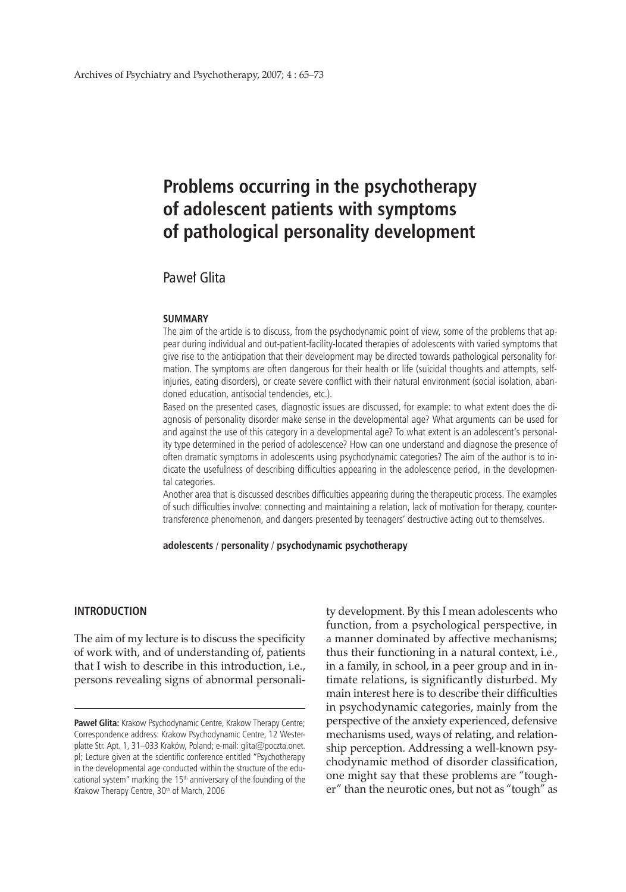# Problems occurring in the psychotherapy of adolescent patients with symptoms of pathological personality development

Paweł Glita

**SUMMARY**

The aim of the article is to discuss, from the psychodynamic point of view, some of the problems that appear during individual and out-patient-facility-located therapies of adolescents with varied symptoms that give rise to the anticipation that their development may be directed towards pathological personality formation. The symptoms are often dangerous for their health or life (suicidal thoughts and attempts, self-injuries, eating disorders), or create severe conflict with their natural environment (social isolation, abandoned education, antisocial tendencies, etc.).

Based on the presented cases, diagnostic issues are discussed, for example: to what extent does the diagnosis of personality disorder make sense in the developmental age? What arguments can be used for and against the use of this category in a developmental age? To what extent is an adolescent's personality type determined in the period of adolescence? How can one understand and diagnose the presence of often dramatic symptoms in adolescents using psychodynamic categories? The aim of the author is to indicate the usefulness of describing difficulties appearing in the adolescence period, in the developmental categories.

Another area that is discussed describes difficulties appearing during the therapeutic process. The examples of such difficulties involve: connecting and maintaining a relation, lack of motivation for therapy, countertransference phenomenon, and dangers presented by teenagers' destructive acting out to themselves.

**adolescents / personality / psychodynamic psychotherapy**

## INTRODUCTION

The aim of my lecture is to discuss the specificity of work with, and of understanding of, patients that I wish to describe in this introduction, i.e., persons revealing signs of abnormal personality development. By this I mean adolescents who function, from a psychological perspective, in a manner dominated by affective mechanisms; thus their functioning in a natural context, i.e., in a family, in school, in a peer group and in intimate relations, is significantly disturbed. My main interest here is to describe their difficulties in psychodynamic categories, mainly from the perspective of the anxiety experienced, defensive mechanisms used, ways of relating, and relationship perception. Addressing a well-known psychodynamic method of disorder classification, one might say that these problems are "tougher" than the neurotic ones, but not as "tough" as

---

**Paweł Glita:** Krakow Psychodynamic Centre, Krakow Therapy Centre; Correspondence address: Krakow Psychodynamic Centre, 12 Westerplatte Str. Apt. 1, 31–033 Kraków, Poland; e-mail: glita@poczta.onet.pl; Lecture given at the scientific conference entitled "Psychotherapy in the developmental age conducted within the structure of the educational system" marking the 15th anniversary of the founding of the Krakow Therapy Centre, 30th of March, 2006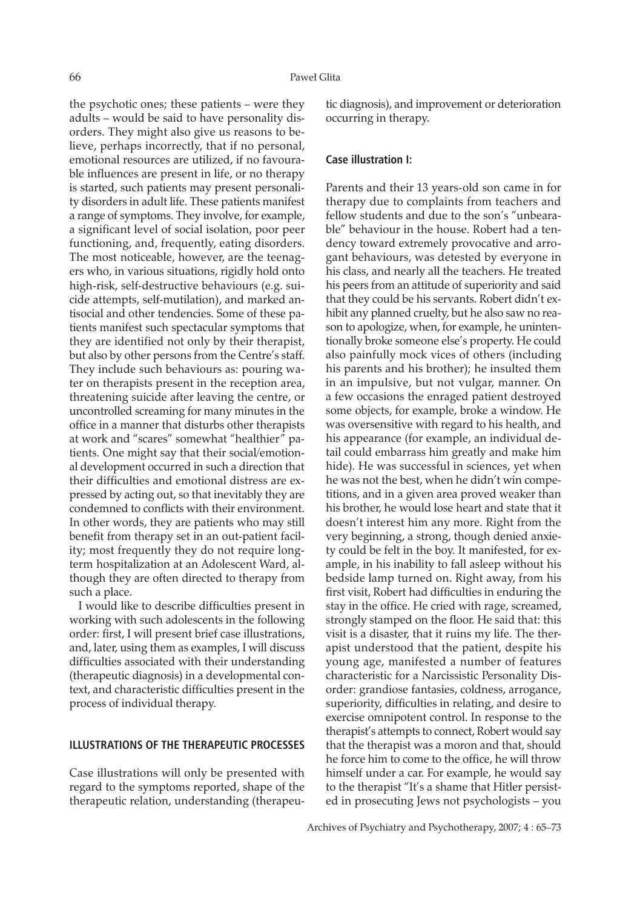the psychotic ones; these patients – were they adults – would be said to have personality disorders. They might also give us reasons to believe, perhaps incorrectly, that if no personal, emotional resources are utilized, if no favourable influences are present in life, or no therapy is started, such patients may present personality disorders in adult life. These patients manifest a range of symptoms. They involve, for example, a significant level of social isolation, poor peer functioning, and, frequently, eating disorders. The most noticeable, however, are the teenagers who, in various situations, rigidly hold onto high-risk, self-destructive behaviours (e.g. suicide attempts, self-mutilation), and marked antisocial and other tendencies. Some of these patients manifest such spectacular symptoms that they are identified not only by their therapist, but also by other persons from the Centre's staff. They include such behaviours as: pouring water on therapists present in the reception area, threatening suicide after leaving the centre, or uncontrolled screaming for many minutes in the office in a manner that disturbs other therapists at work and "scares" somewhat "healthier" patients. One might say that their social/emotional development occurred in such a direction that their difficulties and emotional distress are expressed by acting out, so that inevitably they are condemned to conflicts with their environment. In other words, they are patients who may still benefit from therapy set in an out-patient facility; most frequently they do not require long-term hospitalization at an Adolescent Ward, although they are often directed to therapy from such a place.

I would like to describe difficulties present in working with such adolescents in the following order: first, I will present brief case illustrations, and, later, using them as examples, I will discuss difficulties associated with their understanding (therapeutic diagnosis) in a developmental context, and characteristic difficulties present in the process of individual therapy.

## ILLUSTRATIONS OF THE THERAPEUTIC PROCESSES

Case illustrations will only be presented with regard to the symptoms reported, shape of the therapeutic relation, understanding (therapeutic diagnosis), and improvement or deterioration occurring in therapy.

### Case illustration I:

Parents and their 13 years-old son came in for therapy due to complaints from teachers and fellow students and due to the son's "unbearable" behaviour in the house. Robert had a tendency toward extremely provocative and arrogant behaviours, was detested by everyone in his class, and nearly all the teachers. He treated his peers from an attitude of superiority and said that they could be his servants. Robert didn't exhibit any planned cruelty, but he also saw no reason to apologize, when, for example, he unintentionally broke someone else's property. He could also painfully mock vices of others (including his parents and his brother); he insulted them in an impulsive, but not vulgar, manner. On a few occasions the enraged patient destroyed some objects, for example, broke a window. He was oversensitive with regard to his health, and his appearance (for example, an individual detail could embarrass him greatly and make him hide). He was successful in sciences, yet when he was not the best, when he didn't win competitions, and in a given area proved weaker than his brother, he would lose heart and state that it doesn't interest him any more. Right from the very beginning, a strong, though denied anxiety could be felt in the boy. It manifested, for example, in his inability to fall asleep without his bedside lamp turned on. Right away, from his first visit, Robert had difficulties in enduring the stay in the office. He cried with rage, screamed, strongly stamped on the floor. He said that: this visit is a disaster, that it ruins my life. The therapist understood that the patient, despite his young age, manifested a number of features characteristic for a Narcissistic Personality Disorder: grandiose fantasies, coldness, arrogance, superiority, difficulties in relating, and desire to exercise omnipotent control. In response to the therapist's attempts to connect, Robert would say that the therapist was a moron and that, should he force him to come to the office, he will throw himself under a car. For example, he would say to the therapist "It's a shame that Hitler persisted in prosecuting Jews not psychologists – you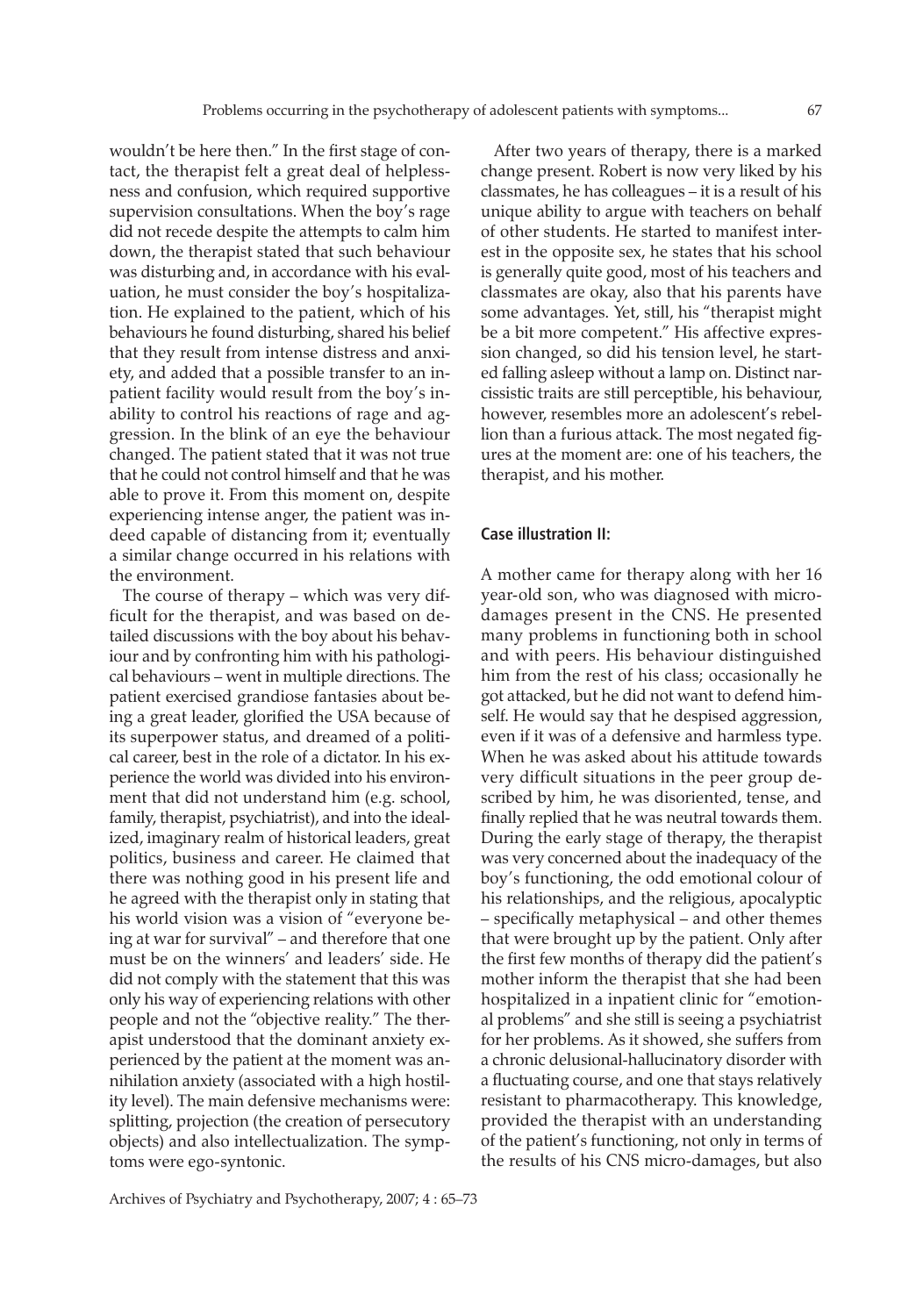wouldn't be here then." In the first stage of contact, the therapist felt a great deal of helplessness and confusion, which required supportive supervision consultations. When the boy's rage did not recede despite the attempts to calm him down, the therapist stated that such behaviour was disturbing and, in accordance with his evaluation, he must consider the boy's hospitalization. He explained to the patient, which of his behaviours he found disturbing, shared his belief that they result from intense distress and anxiety, and added that a possible transfer to an inpatient facility would result from the boy's inability to control his reactions of rage and aggression. In the blink of an eye the behaviour changed. The patient stated that it was not true that he could not control himself and that he was able to prove it. From this moment on, despite experiencing intense anger, the patient was indeed capable of distancing from it; eventually a similar change occurred in his relations with the environment.

The course of therapy – which was very difficult for the therapist, and was based on detailed discussions with the boy about his behaviour and by confronting him with his pathological behaviours – went in multiple directions. The patient exercised grandiose fantasies about being a great leader, glorified the USA because of its superpower status, and dreamed of a political career, best in the role of a dictator. In his experience the world was divided into his environment that did not understand him (e.g. school, family, therapist, psychiatrist), and into the idealized, imaginary realm of historical leaders, great politics, business and career. He claimed that there was nothing good in his present life and he agreed with the therapist only in stating that his world vision was a vision of "everyone being at war for survival" – and therefore that one must be on the winners' and leaders' side. He did not comply with the statement that this was only his way of experiencing relations with other people and not the "objective reality." The therapist understood that the dominant anxiety experienced by the patient at the moment was annihilation anxiety (associated with a high hostility level). The main defensive mechanisms were: splitting, projection (the creation of persecutory objects) and also intellectualization. The symptoms were ego-syntonic.

After two years of therapy, there is a marked change present. Robert is now very liked by his classmates, he has colleagues – it is a result of his unique ability to argue with teachers on behalf of other students. He started to manifest interest in the opposite sex, he states that his school is generally quite good, most of his teachers and classmates are okay, also that his parents have some advantages. Yet, still, his "therapist might be a bit more competent." His affective expression changed, so did his tension level, he started falling asleep without a lamp on. Distinct narcissistic traits are still perceptible, his behaviour, however, resembles more an adolescent's rebellion than a furious attack. The most negated figures at the moment are: one of his teachers, the therapist, and his mother.

### Case illustration II:

A mother came for therapy along with her 16 year-old son, who was diagnosed with micro-damages present in the CNS. He presented many problems in functioning both in school and with peers. His behaviour distinguished him from the rest of his class; occasionally he got attacked, but he did not want to defend himself. He would say that he despised aggression, even if it was of a defensive and harmless type. When he was asked about his attitude towards very difficult situations in the peer group described by him, he was disoriented, tense, and finally replied that he was neutral towards them. During the early stage of therapy, the therapist was very concerned about the inadequacy of the boy's functioning, the odd emotional colour of his relationships, and the religious, apocalyptic – specifically metaphysical – and other themes that were brought up by the patient. Only after the first few months of therapy did the patient's mother inform the therapist that she had been hospitalized in a inpatient clinic for "emotional problems" and she still is seeing a psychiatrist for her problems. As it showed, she suffers from a chronic delusional-hallucinatory disorder with a fluctuating course, and one that stays relatively resistant to pharmacotherapy. This knowledge, provided the therapist with an understanding of the patient's functioning, not only in terms of the results of his CNS micro-damages, but also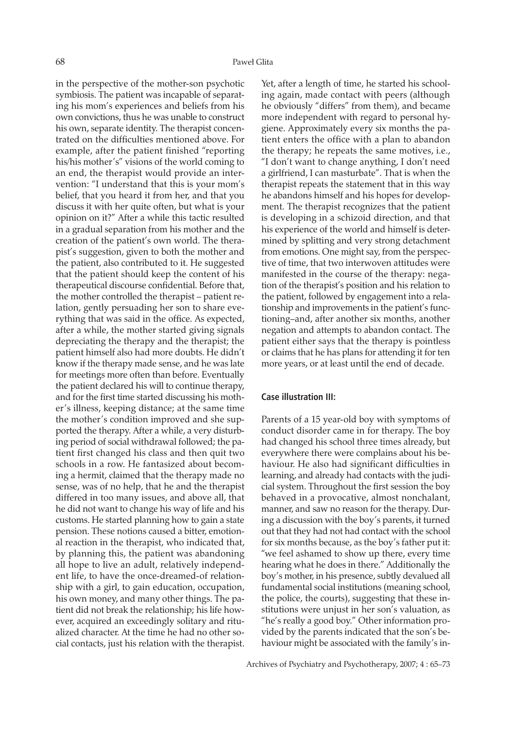in the perspective of the mother-son psychotic symbiosis. The patient was incapable of separating his mom's experiences and beliefs from his own convictions, thus he was unable to construct his own, separate identity. The therapist concentrated on the difficulties mentioned above. For example, after the patient finished "reporting his/his mother's" visions of the world coming to an end, the therapist would provide an intervention: "I understand that this is your mom's belief, that you heard it from her, and that you discuss it with her quite often, but what is your opinion on it?" After a while this tactic resulted in a gradual separation from his mother and the creation of the patient's own world. The therapist's suggestion, given to both the mother and the patient, also contributed to it. He suggested that the patient should keep the content of his therapeutical discourse confidential. Before that, the mother controlled the therapist – patient relation, gently persuading her son to share everything that was said in the office. As expected, after a while, the mother started giving signals depreciating the therapy and the therapist; the patient himself also had more doubts. He didn't know if the therapy made sense, and he was late for meetings more often than before. Eventually the patient declared his will to continue therapy, and for the first time started discussing his mother's illness, keeping distance; at the same time the mother's condition improved and she supported the therapy. After a while, a very disturbing period of social withdrawal followed; the patient first changed his class and then quit two schools in a row. He fantasized about becoming a hermit, claimed that the therapy made no sense, was of no help, that he and the therapist differed in too many issues, and above all, that he did not want to change his way of life and his customs. He started planning how to gain a state pension. These notions caused a bitter, emotional reaction in the therapist, who indicated that, by planning this, the patient was abandoning all hope to live an adult, relatively independent life, to have the once-dreamed-of relationship with a girl, to gain education, occupation, his own money, and many other things. The patient did not break the relationship; his life however, acquired an exceedingly solitary and ritualized character. At the time he had no other social contacts, just his relation with the therapist. Yet, after a length of time, he started his schooling again, made contact with peers (although he obviously "differs" from them), and became more independent with regard to personal hygiene. Approximately every six months the patient enters the office with a plan to abandon the therapy; he repeats the same motives, i.e., "I don't want to change anything, I don't need a girlfriend, I can masturbate". That is when the therapist repeats the statement that in this way he abandons himself and his hopes for development. The therapist recognizes that the patient is developing in a schizoid direction, and that his experience of the world and himself is determined by splitting and very strong detachment from emotions. One might say, from the perspective of time, that two interwoven attitudes were manifested in the course of the therapy: negation of the therapist's position and his relation to the patient, followed by engagement into a relationship and improvements in the patient's functioning–and, after another six months, another negation and attempts to abandon contact. The patient either says that the therapy is pointless or claims that he has plans for attending it for ten more years, or at least until the end of decade.

#### Case illustration III:

Parents of a 15 year-old boy with symptoms of conduct disorder came in for therapy. The boy had changed his school three times already, but everywhere there were complains about his behaviour. He also had significant difficulties in learning, and already had contacts with the judicial system. Throughout the first session the boy behaved in a provocative, almost nonchalant, manner, and saw no reason for the therapy. During a discussion with the boy's parents, it turned out that they had not had contact with the school for six months because, as the boy's father put it: "we feel ashamed to show up there, every time hearing what he does in there." Additionally the boy's mother, in his presence, subtly devalued all fundamental social institutions (meaning school, the police, the courts), suggesting that these institutions were unjust in her son's valuation, as "he's really a good boy." Other information provided by the parents indicated that the son's behaviour might be associated with the family's in-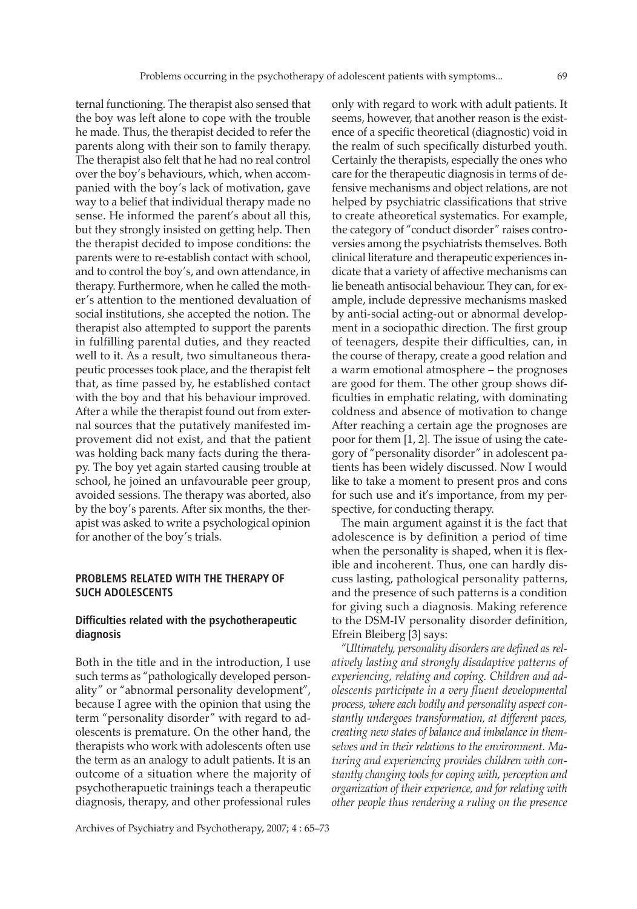ternal functioning. The therapist also sensed that the boy was left alone to cope with the trouble he made. Thus, the therapist decided to refer the parents along with their son to family therapy. The therapist also felt that he had no real control over the boy's behaviours, which, when accompanied with the boy's lack of motivation, gave way to a belief that individual therapy made no sense. He informed the parent's about all this, but they strongly insisted on getting help. Then the therapist decided to impose conditions: the parents were to re-establish contact with school, and to control the boy's, and own attendance, in therapy. Furthermore, when he called the mother's attention to the mentioned devaluation of social institutions, she accepted the notion. The therapist also attempted to support the parents in fulfilling parental duties, and they reacted well to it. As a result, two simultaneous therapeutic processes took place, and the therapist felt that, as time passed by, he established contact with the boy and that his behaviour improved. After a while the therapist found out from external sources that the putatively manifested improvement did not exist, and that the patient was holding back many facts during the therapy. The boy yet again started causing trouble at school, he joined an unfavourable peer group, avoided sessions. The therapy was aborted, also by the boy's parents. After six months, the therapist was asked to write a psychological opinion for another of the boy's trials.

## PROBLEMS RELATED WITH THE THERAPY OF SUCH ADOLESCENTS

### Difficulties related with the psychotherapeutic diagnosis

Both in the title and in the introduction, I use such terms as "pathologically developed personality" or "abnormal personality development", because I agree with the opinion that using the term "personality disorder" with regard to adolescents is premature. On the other hand, the therapists who work with adolescents often use the term as an analogy to adult patients. It is an outcome of a situation where the majority of psychotherapuetic trainings teach a therapeutic diagnosis, therapy, and other professional rules only with regard to work with adult patients. It seems, however, that another reason is the existence of a specific theoretical (diagnostic) void in the realm of such specifically disturbed youth. Certainly the therapists, especially the ones who care for the therapeutic diagnosis in terms of defensive mechanisms and object relations, are not helped by psychiatric classifications that strive to create atheoretical systematics. For example, the category of "conduct disorder" raises controversies among the psychiatrists themselves. Both clinical literature and therapeutic experiences indicate that a variety of affective mechanisms can lie beneath antisocial behaviour. They can, for example, include depressive mechanisms masked by anti-social acting-out or abnormal development in a sociopathic direction. The first group of teenagers, despite their difficulties, can, in the course of therapy, create a good relation and a warm emotional atmosphere – the prognoses are good for them. The other group shows difficulties in emphatic relating, with dominating coldness and absence of motivation to change After reaching a certain age the prognoses are poor for them [1, 2]. The issue of using the category of "personality disorder" in adolescent patients has been widely discussed. Now I would like to take a moment to present pros and cons for such use and it's importance, from my perspective, for conducting therapy.

The main argument against it is the fact that adolescence is by definition a period of time when the personality is shaped, when it is flexible and incoherent. Thus, one can hardly discuss lasting, pathological personality patterns, and the presence of such patterns is a condition for giving such a diagnosis. Making reference to the DSM-IV personality disorder definition, Efrein Bleiberg [3] says:

*"Ultimately, personality disorders are defined as relatively lasting and strongly disadaptive patterns of experiencing, relating and coping. Children and adolescents participate in a very fluent developmental process, where each bodily and personality aspect constantly undergoes transformation, at different paces, creating new states of balance and imbalance in themselves and in their relations to the environment. Maturing and experiencing provides children with constantly changing tools for coping with, perception and organization of their experience, and for relating with other people thus rendering a ruling on the presence*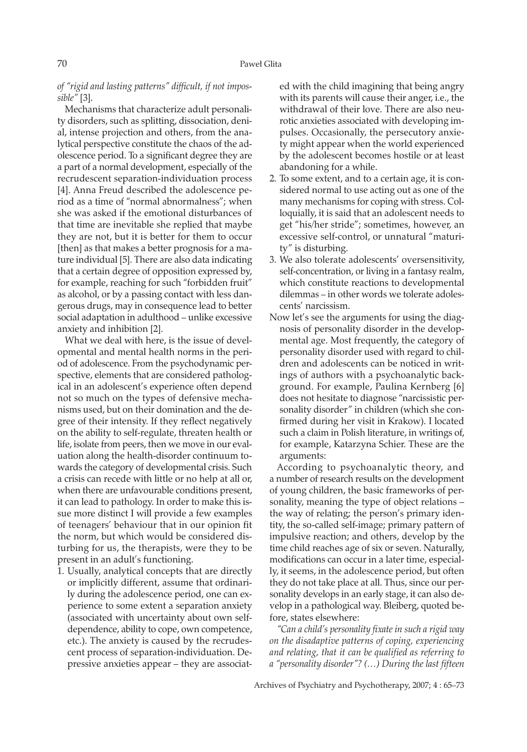*of "rigid and lasting patterns" difficult, if not impossible"* [3].

Mechanisms that characterize adult personality disorders, such as splitting, dissociation, denial, intense projection and others, from the analytical perspective constitute the chaos of the adolescence period. To a significant degree they are a part of a normal development, especially of the recrudescent separation-individuation process [4]. Anna Freud described the adolescence period as a time of "normal abnormalness"; when she was asked if the emotional disturbances of that time are inevitable she replied that maybe they are not, but it is better for them to occur [then] as that makes a better prognosis for a mature individual [5]. There are also data indicating that a certain degree of opposition expressed by, for example, reaching for such "forbidden fruit" as alcohol, or by a passing contact with less dangerous drugs, may in consequence lead to better social adaptation in adulthood – unlike excessive anxiety and inhibition [2].

What we deal with here, is the issue of developmental and mental health norms in the period of adolescence. From the psychodynamic perspective, elements that are considered pathological in an adolescent's experience often depend not so much on the types of defensive mechanisms used, but on their domination and the degree of their intensity. If they reflect negatively on the ability to self-regulate, threaten health or life, isolate from peers, then we move in our evaluation along the health-disorder continuum towards the category of developmental crisis. Such a crisis can recede with little or no help at all or, when there are unfavourable conditions present, it can lead to pathology. In order to make this issue more distinct I will provide a few examples of teenagers' behaviour that in our opinion fit the norm, but which would be considered disturbing for us, the therapists, were they to be present in an adult's functioning.

1. Usually, analytical concepts that are directly or implicitly different, assume that ordinarily during the adolescence period, one can experience to some extent a separation anxiety (associated with uncertainty about own self-dependence, ability to cope, own competence, etc.). The anxiety is caused by the recrudescent process of separation-individuation. Depressive anxieties appear – they are associated with the child imagining that being angry with its parents will cause their anger, i.e., the withdrawal of their love. There are also neurotic anxieties associated with developing impulses. Occasionally, the persecutory anxiety might appear when the world experienced by the adolescent becomes hostile or at least abandoning for a while.
2. To some extent, and to a certain age, it is considered normal to use acting out as one of the many mechanisms for coping with stress. Colloquially, it is said that an adolescent needs to get "his/her stride"; sometimes, however, an excessive self-control, or unnatural "maturity" is disturbing.
3. We also tolerate adolescents' oversensitivity, self-concentration, or living in a fantasy realm, which constitute reactions to developmental dilemmas – in other words we tolerate adolescents' narcissism.

Now let's see the arguments for using the diagnosis of personality disorder in the developmental age. Most frequently, the category of personality disorder used with regard to children and adolescents can be noticed in writings of authors with a psychoanalytic background. For example, Paulina Kernberg [6] does not hesitate to diagnose "narcissistic personality disorder" in children (which she confirmed during her visit in Krakow). I located such a claim in Polish literature, in writings of, for example, Katarzyna Schier. These are the arguments:

According to psychoanalytic theory, and a number of research results on the development of young children, the basic frameworks of personality, meaning the type of object relations – the way of relating; the person's primary identity, the so-called self-image; primary pattern of impulsive reaction; and others, develop by the time child reaches age of six or seven. Naturally, modifications can occur in a later time, especially, it seems, in the adolescence period, but often they do not take place at all. Thus, since our personality develops in an early stage, it can also develop in a pathological way. Bleiberg, quoted before, states elsewhere:

*"Can a child's personality fixate in such a rigid way on the disadaptive patterns of coping, experiencing and relating, that it can be qualified as referring to a "personality disorder"? (…) During the last fifteen*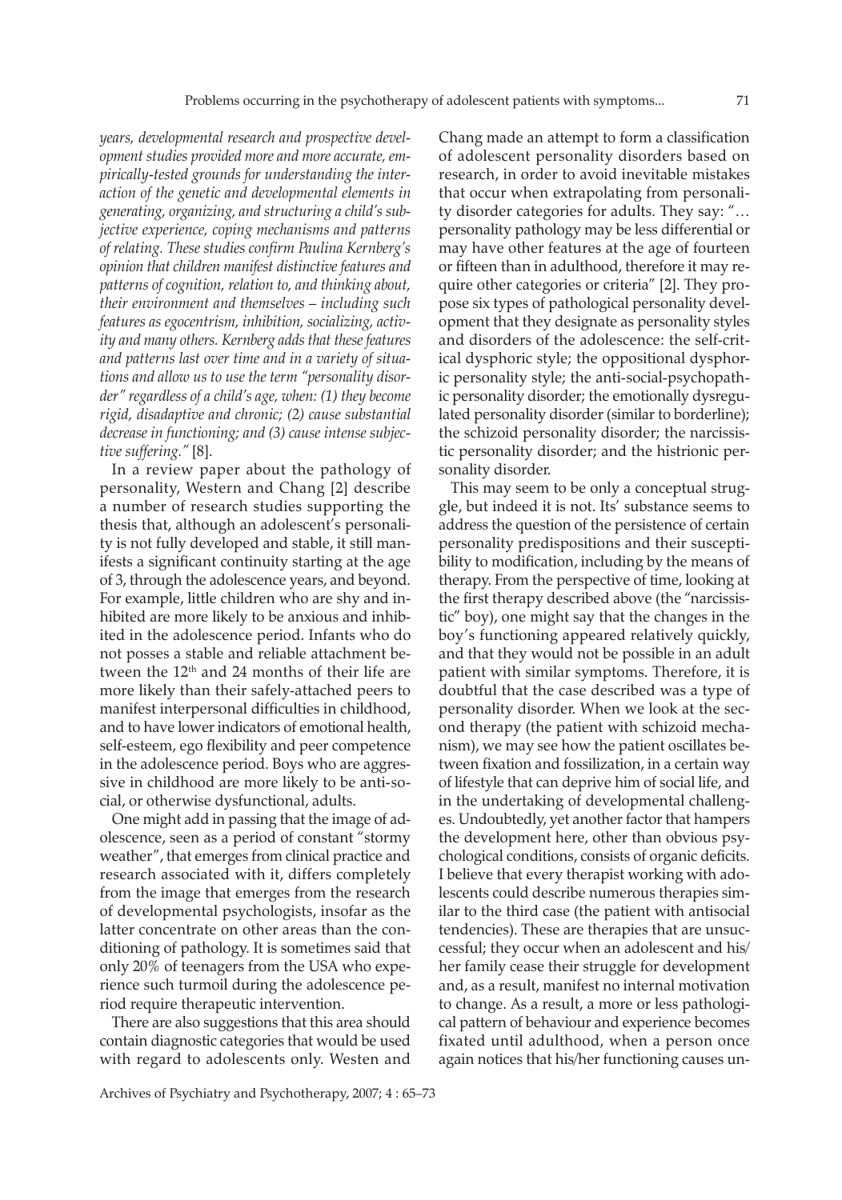*years, developmental research and prospective development studies provided more and more accurate, empirically-tested grounds for understanding the interaction of the genetic and developmental elements in generating, organizing, and structuring a child's subjective experience, coping mechanisms and patterns of relating. These studies confirm Paulina Kernberg's opinion that children manifest distinctive features and patterns of cognition, relation to, and thinking about, their environment and themselves – including such features as egocentrism, inhibition, socializing, activity and many others. Kernberg adds that these features and patterns last over time and in a variety of situations and allow us to use the term "personality disorder" regardless of a child's age, when: (1) they become rigid, disadaptive and chronic; (2) cause substantial decrease in functioning; and (3) cause intense subjective suffering."* [8].

In a review paper about the pathology of personality, Western and Chang [2] describe a number of research studies supporting the thesis that, although an adolescent's personality is not fully developed and stable, it still manifests a significant continuity starting at the age of 3, through the adolescence years, and beyond. For example, little children who are shy and inhibited are more likely to be anxious and inhibited in the adolescence period. Infants who do not posses a stable and reliable attachment between the 12th and 24 months of their life are more likely than their safely-attached peers to manifest interpersonal difficulties in childhood, and to have lower indicators of emotional health, self-esteem, ego flexibility and peer competence in the adolescence period. Boys who are aggressive in childhood are more likely to be anti-social, or otherwise dysfunctional, adults.

One might add in passing that the image of adolescence, seen as a period of constant "stormy weather", that emerges from clinical practice and research associated with it, differs completely from the image that emerges from the research of developmental psychologists, insofar as the latter concentrate on other areas than the conditioning of pathology. It is sometimes said that only 20% of teenagers from the USA who experience such turmoil during the adolescence period require therapeutic intervention.

There are also suggestions that this area should contain diagnostic categories that would be used with regard to adolescents only. Westen and Chang made an attempt to form a classification of adolescent personality disorders based on research, in order to avoid inevitable mistakes that occur when extrapolating from personality disorder categories for adults. They say: "… personality pathology may be less differential or may have other features at the age of fourteen or fifteen than in adulthood, therefore it may require other categories or criteria" [2]. They propose six types of pathological personality development that they designate as personality styles and disorders of the adolescence: the self-critical dysphoric style; the oppositional dysphoric personality style; the anti-social-psychopathic personality disorder; the emotionally dysregulated personality disorder (similar to borderline); the schizoid personality disorder; the narcissistic personality disorder; and the histrionic personality disorder.

This may seem to be only a conceptual struggle, but indeed it is not. Its' substance seems to address the question of the persistence of certain personality predispositions and their susceptibility to modification, including by the means of therapy. From the perspective of time, looking at the first therapy described above (the "narcissistic" boy), one might say that the changes in the boy's functioning appeared relatively quickly, and that they would not be possible in an adult patient with similar symptoms. Therefore, it is doubtful that the case described was a type of personality disorder. When we look at the second therapy (the patient with schizoid mechanism), we may see how the patient oscillates between fixation and fossilization, in a certain way of lifestyle that can deprive him of social life, and in the undertaking of developmental challenges. Undoubtedly, yet another factor that hampers the development here, other than obvious psychological conditions, consists of organic deficits. I believe that every therapist working with adolescents could describe numerous therapies similar to the third case (the patient with antisocial tendencies). These are therapies that are unsuccessful; they occur when an adolescent and his/her family cease their struggle for development and, as a result, manifest no internal motivation to change. As a result, a more or less pathological pattern of behaviour and experience becomes fixated until adulthood, when a person once again notices that his/her functioning causes un-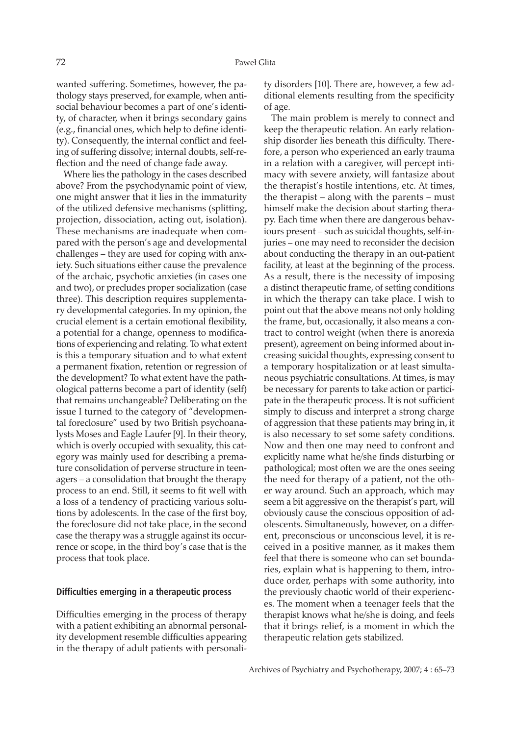wanted suffering. Sometimes, however, the pathology stays preserved, for example, when antisocial behaviour becomes a part of one's identity, of character, when it brings secondary gains (e.g., financial ones, which help to define identity). Consequently, the internal conflict and feeling of suffering dissolve; internal doubts, self-reflection and the need of change fade away.

Where lies the pathology in the cases described above? From the psychodynamic point of view, one might answer that it lies in the immaturity of the utilized defensive mechanisms (splitting, projection, dissociation, acting out, isolation). These mechanisms are inadequate when compared with the person's age and developmental challenges – they are used for coping with anxiety. Such situations either cause the prevalence of the archaic, psychotic anxieties (in cases one and two), or precludes proper socialization (case three). This description requires supplementary developmental categories. In my opinion, the crucial element is a certain emotional flexibility, a potential for a change, openness to modifications of experiencing and relating. To what extent is this a temporary situation and to what extent a permanent fixation, retention or regression of the development? To what extent have the pathological patterns become a part of identity (self) that remains unchangeable? Deliberating on the issue I turned to the category of "developmental foreclosure" used by two British psychoanalysts Moses and Eagle Laufer [9]. In their theory, which is overly occupied with sexuality, this category was mainly used for describing a premature consolidation of perverse structure in teenagers – a consolidation that brought the therapy process to an end. Still, it seems to fit well with a loss of a tendency of practicing various solutions by adolescents. In the case of the first boy, the foreclosure did not take place, in the second case the therapy was a struggle against its occurrence or scope, in the third boy's case that is the process that took place.

### Difficulties emerging in a therapeutic process

Difficulties emerging in the process of therapy with a patient exhibiting an abnormal personality development resemble difficulties appearing in the therapy of adult patients with personality disorders [10]. There are, however, a few additional elements resulting from the specificity of age.

The main problem is merely to connect and keep the therapeutic relation. An early relationship disorder lies beneath this difficulty. Therefore, a person who experienced an early trauma in a relation with a caregiver, will percept intimacy with severe anxiety, will fantasize about the therapist's hostile intentions, etc. At times, the therapist – along with the parents – must himself make the decision about starting therapy. Each time when there are dangerous behaviours present – such as suicidal thoughts, self-injuries – one may need to reconsider the decision about conducting the therapy in an out-patient facility, at least at the beginning of the process. As a result, there is the necessity of imposing a distinct therapeutic frame, of setting conditions in which the therapy can take place. I wish to point out that the above means not only holding the frame, but, occasionally, it also means a contract to control weight (when there is anorexia present), agreement on being informed about increasing suicidal thoughts, expressing consent to a temporary hospitalization or at least simultaneous psychiatric consultations. At times, is may be necessary for parents to take action or participate in the therapeutic process. It is not sufficient simply to discuss and interpret a strong charge of aggression that these patients may bring in, it is also necessary to set some safety conditions. Now and then one may need to confront and explicitly name what he/she finds disturbing or pathological; most often we are the ones seeing the need for therapy of a patient, not the other way around. Such an approach, which may seem a bit aggressive on the therapist's part, will obviously cause the conscious opposition of adolescents. Simultaneously, however, on a different, preconscious or unconscious level, it is received in a positive manner, as it makes them feel that there is someone who can set boundaries, explain what is happening to them, introduce order, perhaps with some authority, into the previously chaotic world of their experiences. The moment when a teenager feels that the therapist knows what he/she is doing, and feels that it brings relief, is a moment in which the therapeutic relation gets stabilized.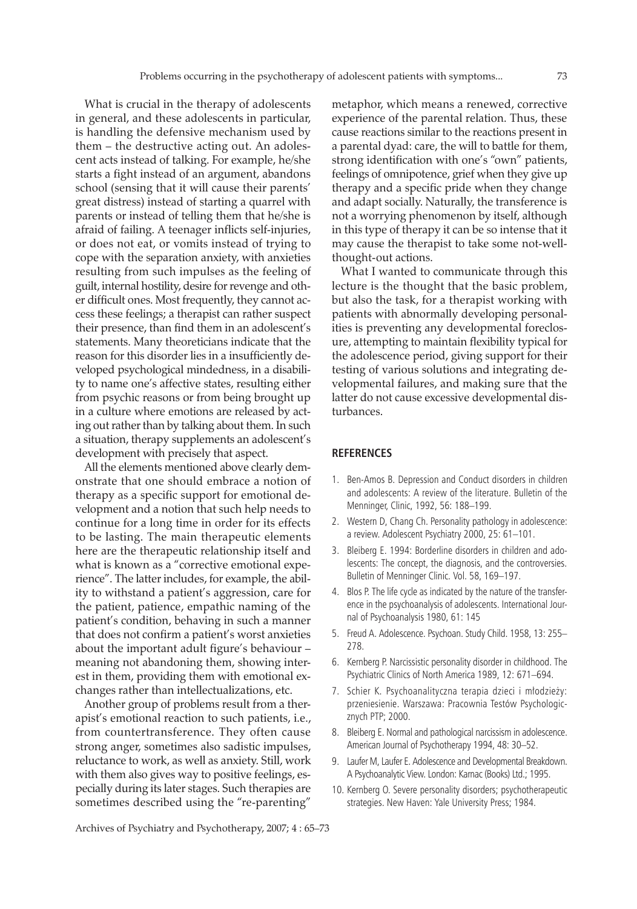What is crucial in the therapy of adolescents in general, and these adolescents in particular, is handling the defensive mechanism used by them – the destructive acting out. An adolescent acts instead of talking. For example, he/she starts a fight instead of an argument, abandons school (sensing that it will cause their parents' great distress) instead of starting a quarrel with parents or instead of telling them that he/she is afraid of failing. A teenager inflicts self-injuries, or does not eat, or vomits instead of trying to cope with the separation anxiety, with anxieties resulting from such impulses as the feeling of guilt, internal hostility, desire for revenge and other difficult ones. Most frequently, they cannot access these feelings; a therapist can rather suspect their presence, than find them in an adolescent's statements. Many theoreticians indicate that the reason for this disorder lies in a insufficiently developed psychological mindedness, in a disability to name one's affective states, resulting either from psychic reasons or from being brought up in a culture where emotions are released by acting out rather than by talking about them. In such a situation, therapy supplements an adolescent's development with precisely that aspect.

All the elements mentioned above clearly demonstrate that one should embrace a notion of therapy as a specific support for emotional development and a notion that such help needs to continue for a long time in order for its effects to be lasting. The main therapeutic elements here are the therapeutic relationship itself and what is known as a "corrective emotional experience". The latter includes, for example, the ability to withstand a patient's aggression, care for the patient, patience, empathic naming of the patient's condition, behaving in such a manner that does not confirm a patient's worst anxieties about the important adult figure's behaviour – meaning not abandoning them, showing interest in them, providing them with emotional exchanges rather than intellectualizations, etc.

Another group of problems result from a therapist's emotional reaction to such patients, i.e., from countertransference. They often cause strong anger, sometimes also sadistic impulses, reluctance to work, as well as anxiety. Still, work with them also gives way to positive feelings, especially during its later stages. Such therapies are sometimes described using the "re-parenting" metaphor, which means a renewed, corrective experience of the parental relation. Thus, these cause reactions similar to the reactions present in a parental dyad: care, the will to battle for them, strong identification with one's "own" patients, feelings of omnipotence, grief when they give up therapy and a specific pride when they change and adapt socially. Naturally, the transference is not a worrying phenomenon by itself, although in this type of therapy it can be so intense that it may cause the therapist to take some not-well-thought-out actions.

What I wanted to communicate through this lecture is the thought that the basic problem, but also the task, for a therapist working with patients with abnormally developing personalities is preventing any developmental foreclosure, attempting to maintain flexibility typical for the adolescence period, giving support for their testing of various solutions and integrating developmental failures, and making sure that the latter do not cause excessive developmental disturbances.

## REFERENCES

1. Ben-Amos B. Depression and Conduct disorders in children and adolescents: A review of the literature. Bulletin of the Menninger, Clinic, 1992, 56: 188–199.
2. Western D, Chang Ch. Personality pathology in adolescence: a review. Adolescent Psychiatry 2000, 25: 61–101.
3. Bleiberg E. 1994: Borderline disorders in children and adolescents: The concept, the diagnosis, and the controversies. Bulletin of Menninger Clinic. Vol. 58, 169–197.
4. Blos P. The life cycle as indicated by the nature of the transference in the psychoanalysis of adolescents. International Journal of Psychoanalysis 1980, 61: 145
5. Freud A. Adolescence. Psychoan. Study Child. 1958, 13: 255–278.
6. Kernberg P. Narcissistic personality disorder in childhood. The Psychiatric Clinics of North America 1989, 12: 671–694.
7. Schier K. Psychoanalityczna terapia dzieci i młodzieży: przeniesienie. Warszawa: Pracownia Testów Psychologicznych PTP; 2000.
8. Bleiberg E. Normal and pathological narcissism in adolescence. American Journal of Psychotherapy 1994, 48: 30–52.
9. Laufer M, Laufer E. Adolescence and Developmental Breakdown. A Psychoanalytic View. London: Karnac (Books) Ltd.; 1995.
10. Kernberg O. Severe personality disorders; psychotherapeutic strategies. New Haven: Yale University Press; 1984.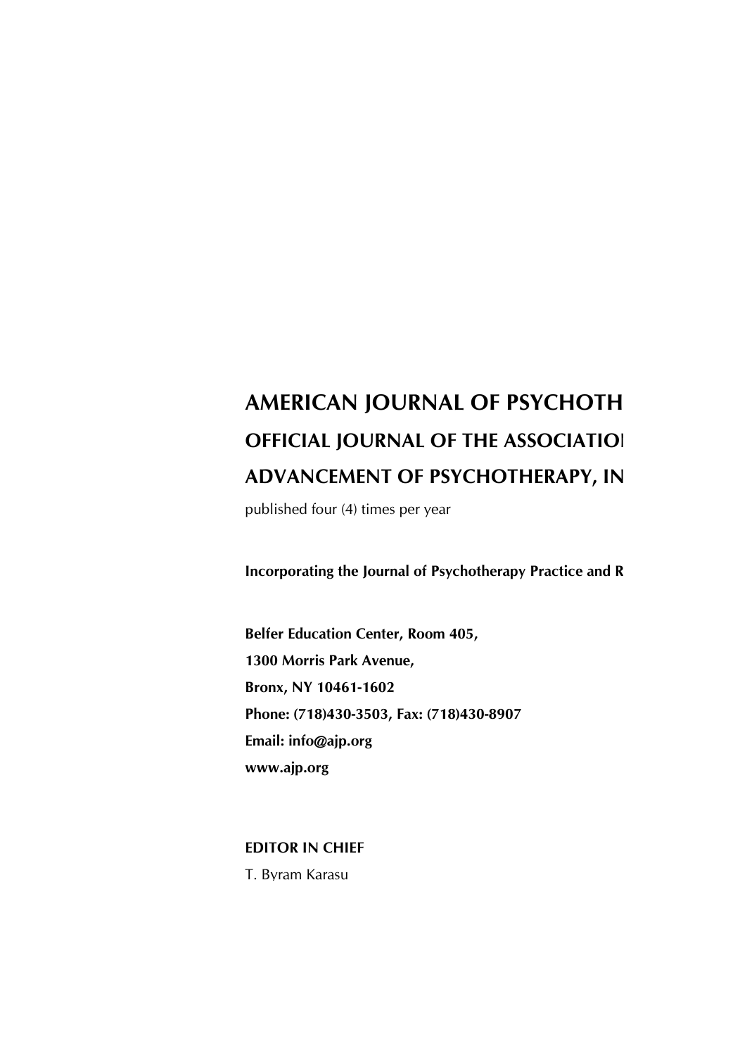# AMERICAN JOURNAL OF PSYCHOTH

## OFFICIAL JOURNAL OF THE ASSOCIATIOI

## ADVANCEMENT OF PSYCHOTHERAPY, IN

published four (4) times per year

**Incorporating the Journal of Psychotherapy Practice and R**

**Belfer Education Center, Room 405,**
**1300 Morris Park Avenue,**
**Bronx, NY 10461-1602**
**Phone: (718)430-3503, Fax: (718)430-8907**
**Email: info@ajp.org**
**www.ajp.org**

**EDITOR IN CHIEF**

T. Byram Karasu